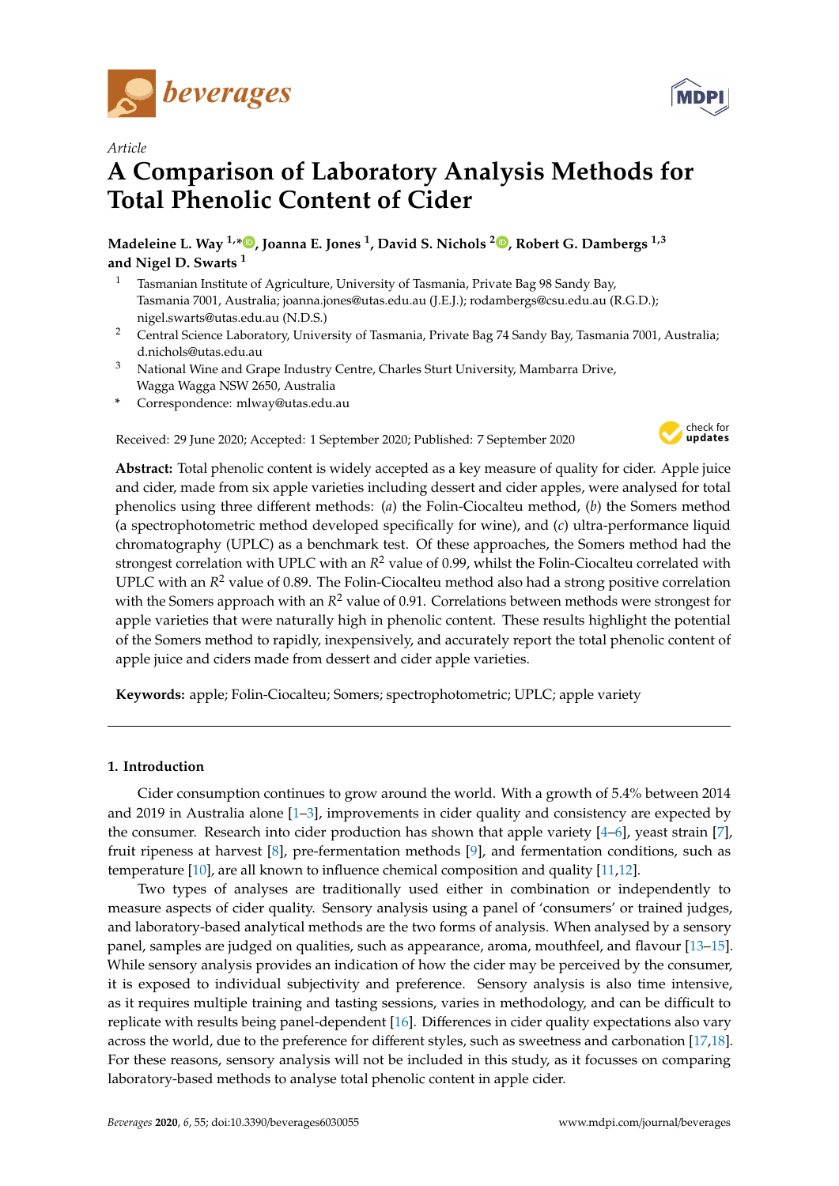*Article*

# A Comparison of Laboratory Analysis Methods for Total Phenolic Content of Cider

**Madeleine L. Way [1,*], Joanna E. Jones [1], David S. Nichols [2], Robert G. Dambergs [1,3] and Nigel D. Swarts [1]**

1 Tasmanian Institute of Agriculture, University of Tasmania, Private Bag 98 Sandy Bay, Tasmania 7001, Australia; joanna.jones@utas.edu.au (J.E.J.); rodambergs@csu.edu.au (R.G.D.); nigel.swarts@utas.edu.au (N.D.S.)

2 Central Science Laboratory, University of Tasmania, Private Bag 74 Sandy Bay, Tasmania 7001, Australia; d.nichols@utas.edu.au

3 National Wine and Grape Industry Centre, Charles Sturt University, Mambarra Drive, Wagga Wagga NSW 2650, Australia

\* Correspondence: mlway@utas.edu.au

Received: 29 June 2020; Accepted: 1 September 2020; Published: 7 September 2020

**Abstract:** Total phenolic content is widely accepted as a key measure of quality for cider. Apple juice and cider, made from six apple varieties including dessert and cider apples, were analysed for total phenolics using three different methods: (*a*) the Folin-Ciocalteu method, (*b*) the Somers method (a spectrophotometric method developed specifically for wine), and (*c*) ultra-performance liquid chromatography (UPLC) as a benchmark test. Of these approaches, the Somers method had the strongest correlation with UPLC with an $R^2$ value of 0.99, whilst the Folin-Ciocalteu correlated with UPLC with an $R^2$ value of 0.89. The Folin-Ciocalteu method also had a strong positive correlation with the Somers approach with an $R^2$ value of 0.91. Correlations between methods were strongest for apple varieties that were naturally high in phenolic content. These results highlight the potential of the Somers method to rapidly, inexpensively, and accurately report the total phenolic content of apple juice and ciders made from dessert and cider apple varieties.

**Keywords:** apple; Folin-Ciocalteu; Somers; spectrophotometric; UPLC; apple variety

## 1. Introduction

Cider consumption continues to grow around the world. With a growth of 5.4% between 2014 and 2019 in Australia alone [1–3], improvements in cider quality and consistency are expected by the consumer. Research into cider production has shown that apple variety [4–6], yeast strain [7], fruit ripeness at harvest [8], pre-fermentation methods [9], and fermentation conditions, such as temperature [10], are all known to influence chemical composition and quality [11,12].

Two types of analyses are traditionally used either in combination or independently to measure aspects of cider quality. Sensory analysis using a panel of 'consumers' or trained judges, and laboratory-based analytical methods are the two forms of analysis. When analysed by a sensory panel, samples are judged on qualities, such as appearance, aroma, mouthfeel, and flavour [13–15]. While sensory analysis provides an indication of how the cider may be perceived by the consumer, it is exposed to individual subjectivity and preference. Sensory analysis is also time intensive, as it requires multiple training and tasting sessions, varies in methodology, and can be difficult to replicate with results being panel-dependent [16]. Differences in cider quality expectations also vary across the world, due to the preference for different styles, such as sweetness and carbonation [17,18]. For these reasons, sensory analysis will not be included in this study, as it focusses on comparing laboratory-based methods to analyse total phenolic content in apple cider.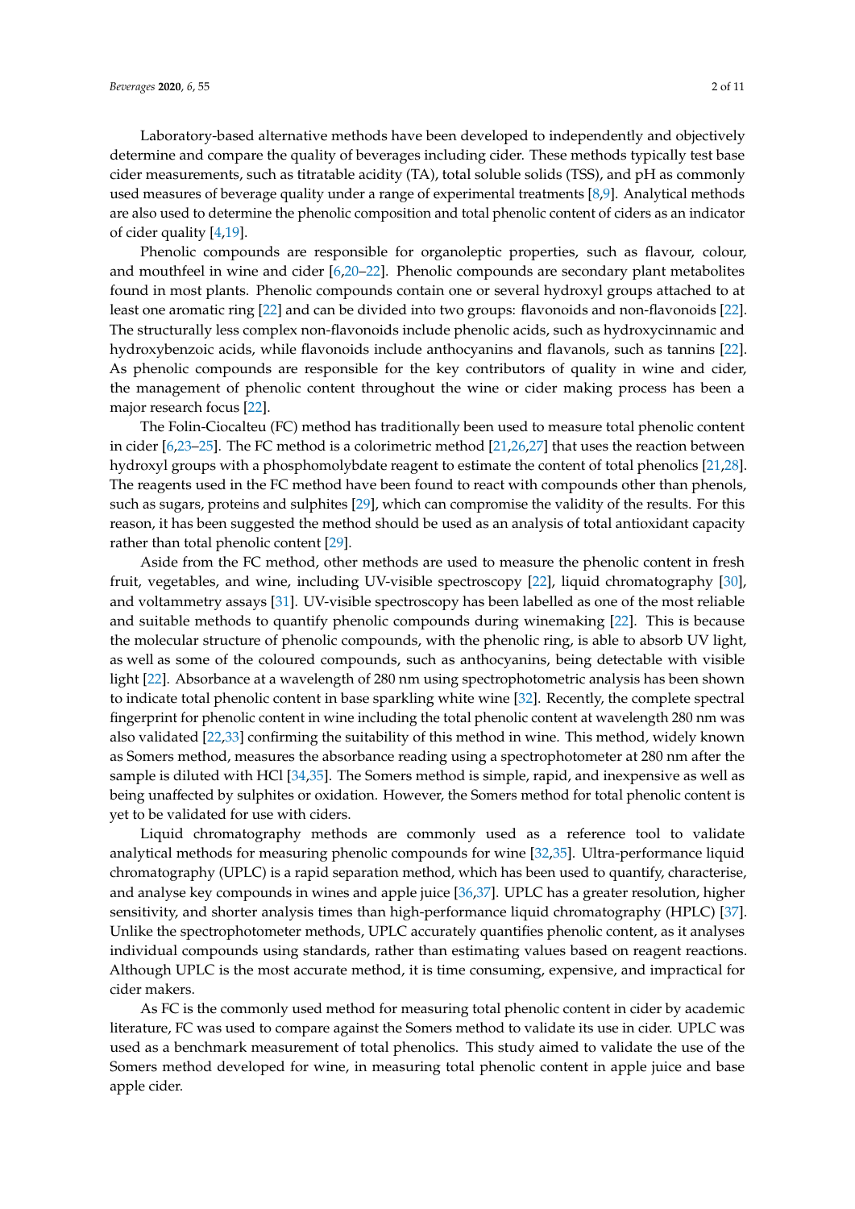Laboratory-based alternative methods have been developed to independently and objectively determine and compare the quality of beverages including cider. These methods typically test base cider measurements, such as titratable acidity (TA), total soluble solids (TSS), and pH as commonly used measures of beverage quality under a range of experimental treatments [8,9]. Analytical methods are also used to determine the phenolic composition and total phenolic content of ciders as an indicator of cider quality [4,19].

Phenolic compounds are responsible for organoleptic properties, such as flavour, colour, and mouthfeel in wine and cider [6,20–22]. Phenolic compounds are secondary plant metabolites found in most plants. Phenolic compounds contain one or several hydroxyl groups attached to at least one aromatic ring [22] and can be divided into two groups: flavonoids and non-flavonoids [22]. The structurally less complex non-flavonoids include phenolic acids, such as hydroxycinnamic and hydroxybenzoic acids, while flavonoids include anthocyanins and flavanols, such as tannins [22]. As phenolic compounds are responsible for the key contributors of quality in wine and cider, the management of phenolic content throughout the wine or cider making process has been a major research focus [22].

The Folin-Ciocalteu (FC) method has traditionally been used to measure total phenolic content in cider [6,23–25]. The FC method is a colorimetric method [21,26,27] that uses the reaction between hydroxyl groups with a phosphomolybdate reagent to estimate the content of total phenolics [21,28]. The reagents used in the FC method have been found to react with compounds other than phenols, such as sugars, proteins and sulphites [29], which can compromise the validity of the results. For this reason, it has been suggested the method should be used as an analysis of total antioxidant capacity rather than total phenolic content [29].

Aside from the FC method, other methods are used to measure the phenolic content in fresh fruit, vegetables, and wine, including UV-visible spectroscopy [22], liquid chromatography [30], and voltammetry assays [31]. UV-visible spectroscopy has been labelled as one of the most reliable and suitable methods to quantify phenolic compounds during winemaking [22]. This is because the molecular structure of phenolic compounds, with the phenolic ring, is able to absorb UV light, as well as some of the coloured compounds, such as anthocyanins, being detectable with visible light [22]. Absorbance at a wavelength of 280 nm using spectrophotometric analysis has been shown to indicate total phenolic content in base sparkling white wine [32]. Recently, the complete spectral fingerprint for phenolic content in wine including the total phenolic content at wavelength 280 nm was also validated [22,33] confirming the suitability of this method in wine. This method, widely known as Somers method, measures the absorbance reading using a spectrophotometer at 280 nm after the sample is diluted with HCl [34,35]. The Somers method is simple, rapid, and inexpensive as well as being unaffected by sulphites or oxidation. However, the Somers method for total phenolic content is yet to be validated for use with ciders.

Liquid chromatography methods are commonly used as a reference tool to validate analytical methods for measuring phenolic compounds for wine [32,35]. Ultra-performance liquid chromatography (UPLC) is a rapid separation method, which has been used to quantify, characterise, and analyse key compounds in wines and apple juice [36,37]. UPLC has a greater resolution, higher sensitivity, and shorter analysis times than high-performance liquid chromatography (HPLC) [37]. Unlike the spectrophotometer methods, UPLC accurately quantifies phenolic content, as it analyses individual compounds using standards, rather than estimating values based on reagent reactions. Although UPLC is the most accurate method, it is time consuming, expensive, and impractical for cider makers.

As FC is the commonly used method for measuring total phenolic content in cider by academic literature, FC was used to compare against the Somers method to validate its use in cider. UPLC was used as a benchmark measurement of total phenolics. This study aimed to validate the use of the Somers method developed for wine, in measuring total phenolic content in apple juice and base apple cider.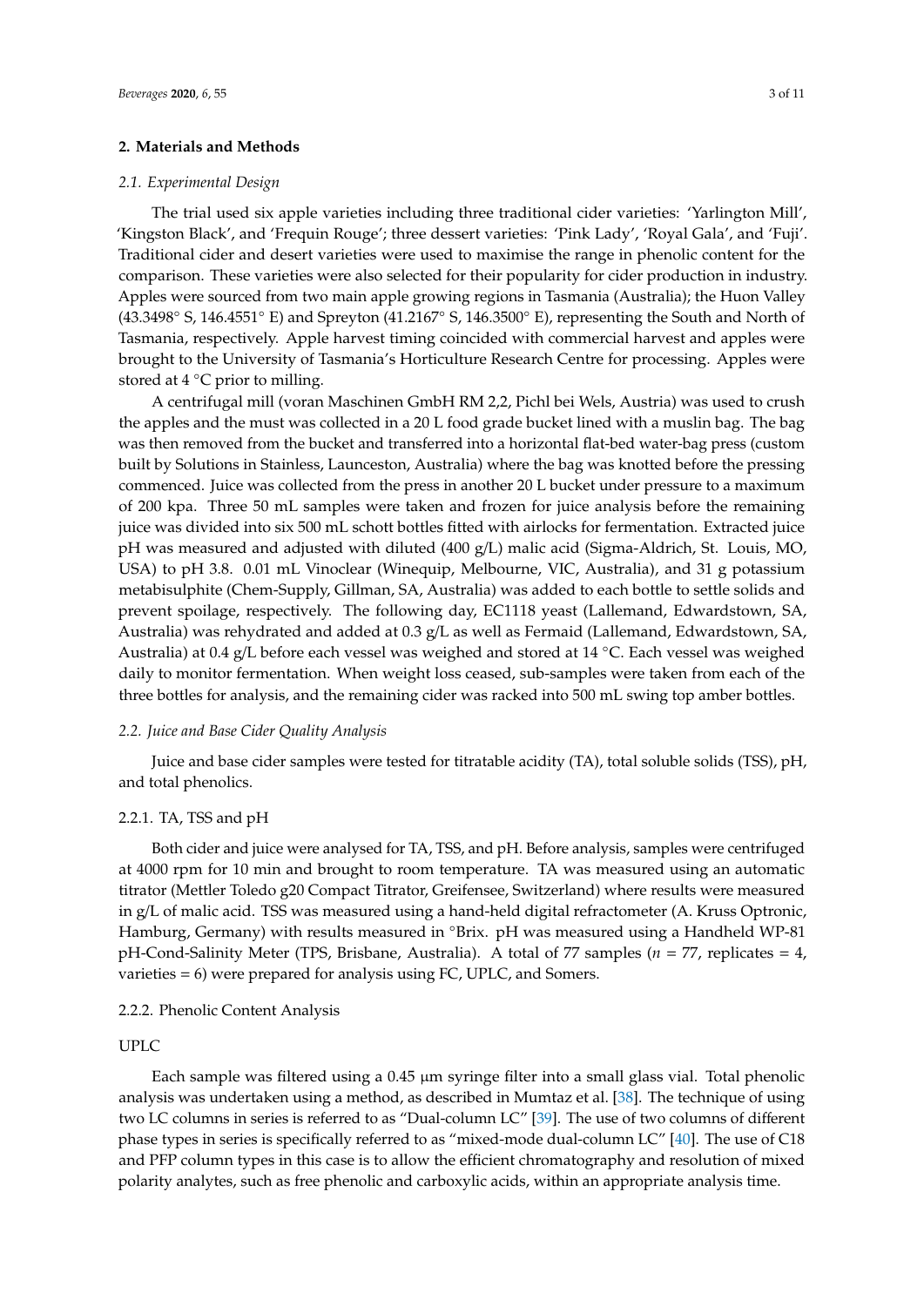## 2. Materials and Methods

### *2.1. Experimental Design*

The trial used six apple varieties including three traditional cider varieties: 'Yarlington Mill', 'Kingston Black', and 'Frequin Rouge'; three dessert varieties: 'Pink Lady', 'Royal Gala', and 'Fuji'. Traditional cider and desert varieties were used to maximise the range in phenolic content for the comparison. These varieties were also selected for their popularity for cider production in industry. Apples were sourced from two main apple growing regions in Tasmania (Australia); the Huon Valley (43.3498° S, 146.4551° E) and Spreyton (41.2167° S, 146.3500° E), representing the South and North of Tasmania, respectively. Apple harvest timing coincided with commercial harvest and apples were brought to the University of Tasmania's Horticulture Research Centre for processing. Apples were stored at 4 °C prior to milling.

A centrifugal mill (voran Maschinen GmbH RM 2,2, Pichl bei Wels, Austria) was used to crush the apples and the must was collected in a 20 L food grade bucket lined with a muslin bag. The bag was then removed from the bucket and transferred into a horizontal flat-bed water-bag press (custom built by Solutions in Stainless, Launceston, Australia) where the bag was knotted before the pressing commenced. Juice was collected from the press in another 20 L bucket under pressure to a maximum of 200 kpa. Three 50 mL samples were taken and frozen for juice analysis before the remaining juice was divided into six 500 mL schott bottles fitted with airlocks for fermentation. Extracted juice pH was measured and adjusted with diluted (400 g/L) malic acid (Sigma-Aldrich, St. Louis, MO, USA) to pH 3.8. 0.01 mL Vinoclear (Winequip, Melbourne, VIC, Australia), and 31 g potassium metabisulphite (Chem-Supply, Gillman, SA, Australia) was added to each bottle to settle solids and prevent spoilage, respectively. The following day, EC1118 yeast (Lallemand, Edwardstown, SA, Australia) was rehydrated and added at 0.3 g/L as well as Fermaid (Lallemand, Edwardstown, SA, Australia) at 0.4 g/L before each vessel was weighed and stored at 14 °C. Each vessel was weighed daily to monitor fermentation. When weight loss ceased, sub-samples were taken from each of the three bottles for analysis, and the remaining cider was racked into 500 mL swing top amber bottles.

### *2.2. Juice and Base Cider Quality Analysis*

Juice and base cider samples were tested for titratable acidity (TA), total soluble solids (TSS), pH, and total phenolics.

#### 2.2.1. TA, TSS and pH

Both cider and juice were analysed for TA, TSS, and pH. Before analysis, samples were centrifuged at 4000 rpm for 10 min and brought to room temperature. TA was measured using an automatic titrator (Mettler Toledo g20 Compact Titrator, Greifensee, Switzerland) where results were measured in g/L of malic acid. TSS was measured using a hand-held digital refractometer (A. Kruss Optronic, Hamburg, Germany) with results measured in °Brix. pH was measured using a Handheld WP-81 pH-Cond-Salinity Meter (TPS, Brisbane, Australia). A total of 77 samples ($n = 77$, replicates = 4, varieties = 6) were prepared for analysis using FC, UPLC, and Somers.

#### 2.2.2. Phenolic Content Analysis

UPLC

Each sample was filtered using a 0.45 µm syringe filter into a small glass vial. Total phenolic analysis was undertaken using a method, as described in Mumtaz et al. [38]. The technique of using two LC columns in series is referred to as "Dual-column LC" [39]. The use of two columns of different phase types in series is specifically referred to as "mixed-mode dual-column LC" [40]. The use of C18 and PFP column types in this case is to allow the efficient chromatography and resolution of mixed polarity analytes, such as free phenolic and carboxylic acids, within an appropriate analysis time.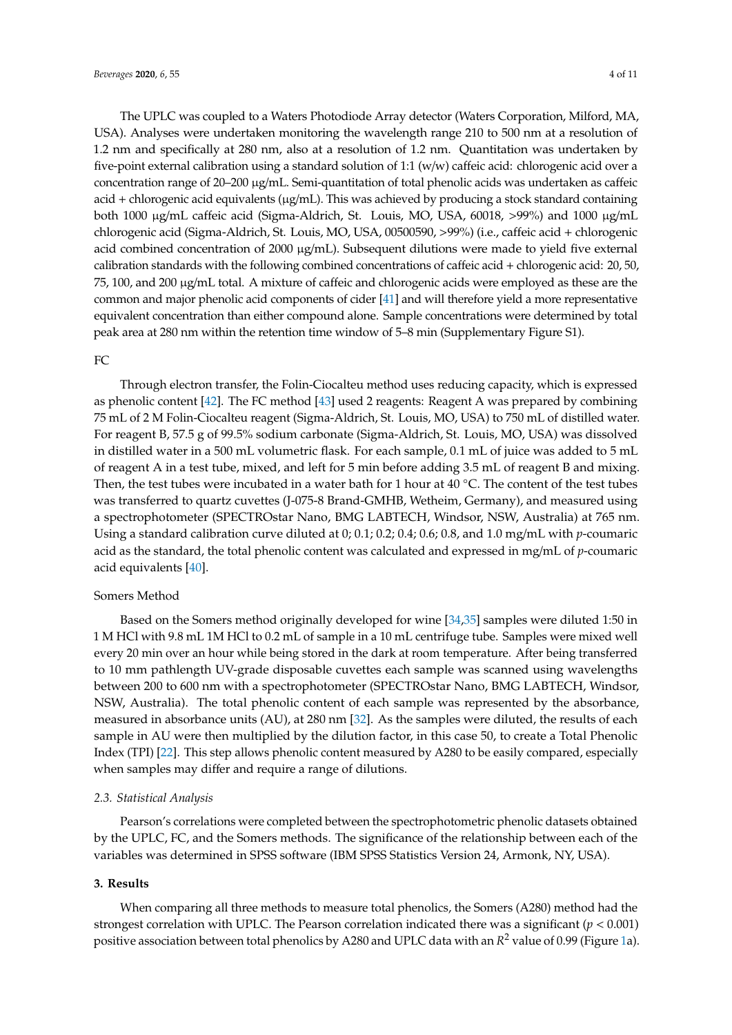The UPLC was coupled to a Waters Photodiode Array detector (Waters Corporation, Milford, MA, USA). Analyses were undertaken monitoring the wavelength range 210 to 500 nm at a resolution of 1.2 nm and specifically at 280 nm, also at a resolution of 1.2 nm. Quantitation was undertaken by five-point external calibration using a standard solution of 1:1 (w/w) caffeic acid: chlorogenic acid over a concentration range of 20–200 μg/mL. Semi-quantitation of total phenolic acids was undertaken as caffeic acid + chlorogenic acid equivalents (μg/mL). This was achieved by producing a stock standard containing both 1000 μg/mL caffeic acid (Sigma-Aldrich, St. Louis, MO, USA, 60018, >99%) and 1000 μg/mL chlorogenic acid (Sigma-Aldrich, St. Louis, MO, USA, 00500590, >99%) (i.e., caffeic acid + chlorogenic acid combined concentration of 2000 μg/mL). Subsequent dilutions were made to yield five external calibration standards with the following combined concentrations of caffeic acid + chlorogenic acid: 20, 50, 75, 100, and 200 μg/mL total. A mixture of caffeic and chlorogenic acids were employed as these are the common and major phenolic acid components of cider [41] and will therefore yield a more representative equivalent concentration than either compound alone. Sample concentrations were determined by total peak area at 280 nm within the retention time window of 5–8 min (Supplementary Figure S1).

FC

Through electron transfer, the Folin-Ciocalteu method uses reducing capacity, which is expressed as phenolic content [42]. The FC method [43] used 2 reagents: Reagent A was prepared by combining 75 mL of 2 M Folin-Ciocalteu reagent (Sigma-Aldrich, St. Louis, MO, USA) to 750 mL of distilled water. For reagent B, 57.5 g of 99.5% sodium carbonate (Sigma-Aldrich, St. Louis, MO, USA) was dissolved in distilled water in a 500 mL volumetric flask. For each sample, 0.1 mL of juice was added to 5 mL of reagent A in a test tube, mixed, and left for 5 min before adding 3.5 mL of reagent B and mixing. Then, the test tubes were incubated in a water bath for 1 hour at 40 °C. The content of the test tubes was transferred to quartz cuvettes (J-075-8 Brand-GMHB, Wetheim, Germany), and measured using a spectrophotometer (SPECTROstar Nano, BMG LABTECH, Windsor, NSW, Australia) at 765 nm. Using a standard calibration curve diluted at 0; 0.1; 0.2; 0.4; 0.6; 0.8, and 1.0 mg/mL with *p*-coumaric acid as the standard, the total phenolic content was calculated and expressed in mg/mL of *p*-coumaric acid equivalents [40].

Somers Method

Based on the Somers method originally developed for wine [34,35] samples were diluted 1:50 in 1 M HCl with 9.8 mL 1M HCl to 0.2 mL of sample in a 10 mL centrifuge tube. Samples were mixed well every 20 min over an hour while being stored in the dark at room temperature. After being transferred to 10 mm pathlength UV-grade disposable cuvettes each sample was scanned using wavelengths between 200 to 600 nm with a spectrophotometer (SPECTROstar Nano, BMG LABTECH, Windsor, NSW, Australia). The total phenolic content of each sample was represented by the absorbance, measured in absorbance units (AU), at 280 nm [32]. As the samples were diluted, the results of each sample in AU were then multiplied by the dilution factor, in this case 50, to create a Total Phenolic Index (TPI) [22]. This step allows phenolic content measured by A280 to be easily compared, especially when samples may differ and require a range of dilutions.

### 2.3. Statistical Analysis

Pearson's correlations were completed between the spectrophotometric phenolic datasets obtained by the UPLC, FC, and the Somers methods. The significance of the relationship between each of the variables was determined in SPSS software (IBM SPSS Statistics Version 24, Armonk, NY, USA).

## 3. Results

When comparing all three methods to measure total phenolics, the Somers (A280) method had the strongest correlation with UPLC. The Pearson correlation indicated there was a significant ($p < 0.001$) positive association between total phenolics by A280 and UPLC data with an $R^2$ value of 0.99 (Figure 1a).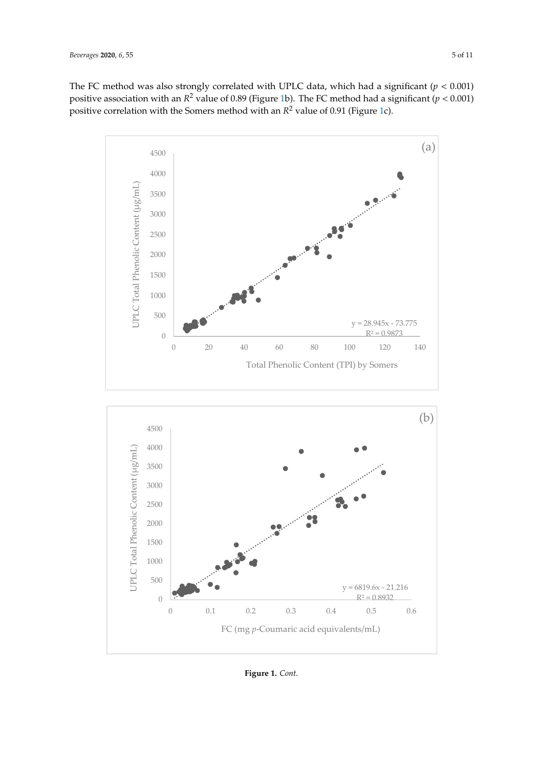The FC method was also strongly correlated with UPLC data, which had a significant ($p < 0.001$) positive association with an $R^2$ value of 0.89 (Figure 1b). The FC method had a significant ($p < 0.001$) positive correlation with the Somers method with an $R^2$ value of 0.91 (Figure 1c).

**Figure 1.** *Cont.*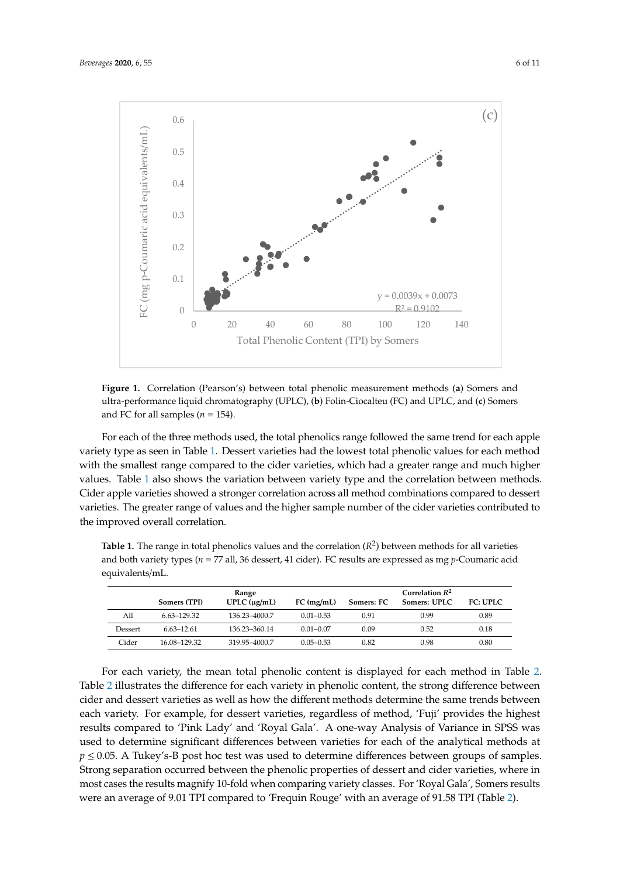**Figure 1.** Correlation (Pearson's) between total phenolic measurement methods (**a**) Somers and ultra-performance liquid chromatography (UPLC), (**b**) Folin-Ciocalteu (FC) and UPLC, and (**c**) Somers and FC for all samples ($n$ = 154).

For each of the three methods used, the total phenolics range followed the same trend for each apple variety type as seen in Table 1. Dessert varieties had the lowest total phenolic values for each method with the smallest range compared to the cider varieties, which had a greater range and much higher values. Table 1 also shows the variation between variety type and the correlation between methods. Cider apple varieties showed a stronger correlation across all method combinations compared to dessert varieties. The greater range of values and the higher sample number of the cider varieties contributed to the improved overall correlation.

**Table 1.** The range in total phenolics values and the correlation ($R^2$) between methods for all varieties and both variety types ($n$ = 77 all, 36 dessert, 41 cider). FC results are expressed as mg $p$-Coumaric acid equivalents/mL.

| | Range | | | Correlation $R^2$ | | |
|---|---|---|---|---|---|---|
| | Somers (TPI) | UPLC (µg/mL) | FC (mg/mL) | Somers: FC | Somers: UPLC | FC: UPLC |
| All | 6.63–129.32 | 136.23–4000.7 | 0.01–0.53 | 0.91 | 0.99 | 0.89 |
| Dessert | 6.63–12.61 | 136.23–360.14 | 0.01–0.07 | 0.09 | 0.52 | 0.18 |
| Cider | 16.08–129.32 | 319.95–4000.7 | 0.05–0.53 | 0.82 | 0.98 | 0.80 |

For each variety, the mean total phenolic content is displayed for each method in Table 2. Table 2 illustrates the difference for each variety in phenolic content, the strong difference between cider and dessert varieties as well as how the different methods determine the same trends between each variety. For example, for dessert varieties, regardless of method, 'Fuji' provides the highest results compared to 'Pink Lady' and 'Royal Gala'. A one-way Analysis of Variance in SPSS was used to determine significant differences between varieties for each of the analytical methods at $p \leq 0.05$. A Tukey's-B post hoc test was used to determine differences between groups of samples. Strong separation occurred between the phenolic properties of dessert and cider varieties, where in most cases the results magnify 10-fold when comparing variety classes. For 'Royal Gala', Somers results were an average of 9.01 TPI compared to 'Frequin Rouge' with an average of 91.58 TPI (Table 2).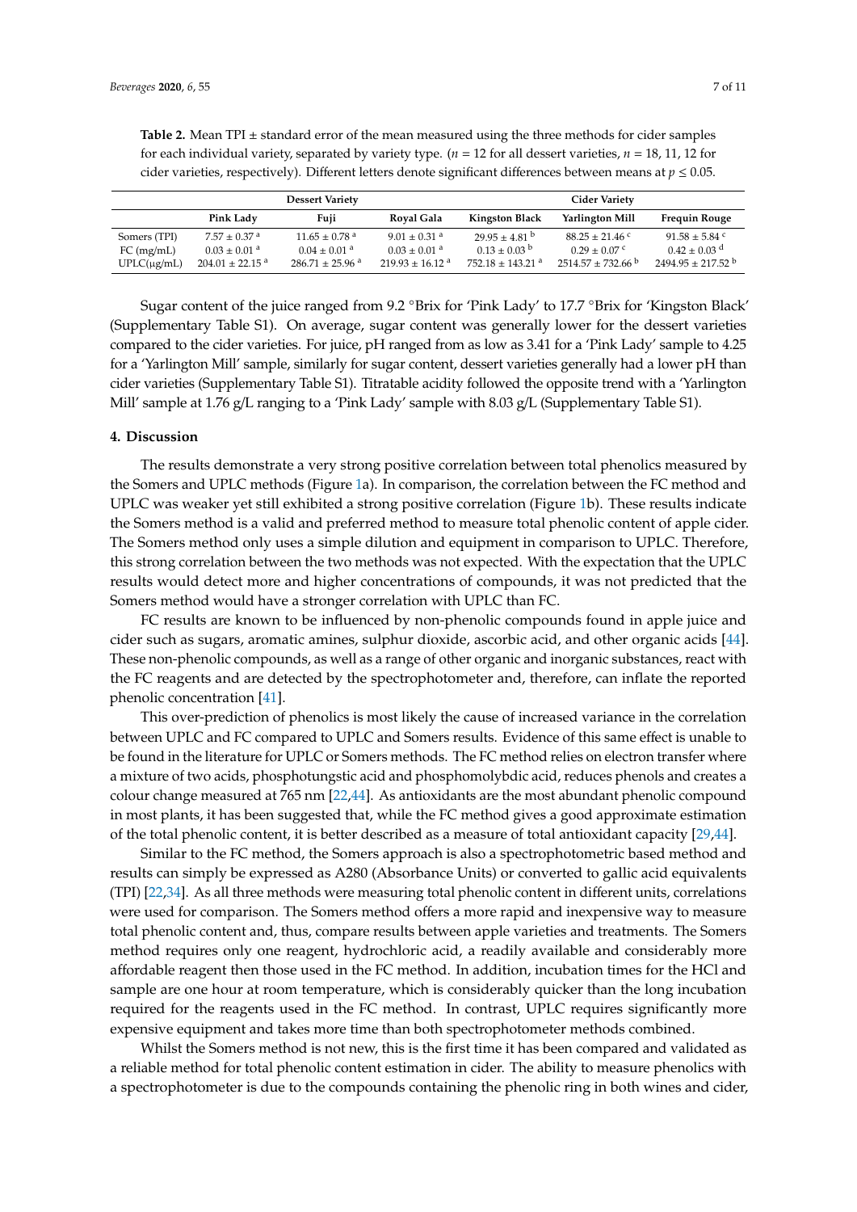**Table 2.** Mean TPI ± standard error of the mean measured using the three methods for cider samples for each individual variety, separated by variety type. ($n$ = 12 for all dessert varieties, $n$ = 18, 11, 12 for cider varieties, respectively). Different letters denote significant differences between means at $p \leq 0.05$.

| | Dessert Variety | | | Cider Variety | | |
|---|---|---|---|---|---|---|
| | Pink Lady | Fuji | Royal Gala | Kingston Black | Yarlington Mill | Frequin Rouge |
| Somers (TPI) | 7.57 ± 0.37 [a] | 11.65 ± 0.78 [a] | 9.01 ± 0.31 [a] | 29.95 ± 4.81 [b] | 88.25 ± 21.46 [c] | 91.58 ± 5.84 [c] |
| FC (mg/mL) | 0.03 ± 0.01 [a] | 0.04 ± 0.01 [a] | 0.03 ± 0.01 [a] | 0.13 ± 0.03 [b] | 0.29 ± 0.07 [c] | 0.42 ± 0.03 [d] |
| UPLC(μg/mL) | 204.01 ± 22.15 [a] | 286.71 ± 25.96 [a] | 219.93 ± 16.12 [a] | 752.18 ± 143.21 [a] | 2514.57 ± 732.66 [b] | 2494.95 ± 217.52 [b] |

Sugar content of the juice ranged from 9.2 °Brix for 'Pink Lady' to 17.7 °Brix for 'Kingston Black' (Supplementary Table S1). On average, sugar content was generally lower for the dessert varieties compared to the cider varieties. For juice, pH ranged from as low as 3.41 for a 'Pink Lady' sample to 4.25 for a 'Yarlington Mill' sample, similarly for sugar content, dessert varieties generally had a lower pH than cider varieties (Supplementary Table S1). Titratable acidity followed the opposite trend with a 'Yarlington Mill' sample at 1.76 g/L ranging to a 'Pink Lady' sample with 8.03 g/L (Supplementary Table S1).

## 4. Discussion

The results demonstrate a very strong positive correlation between total phenolics measured by the Somers and UPLC methods (Figure 1a). In comparison, the correlation between the FC method and UPLC was weaker yet still exhibited a strong positive correlation (Figure 1b). These results indicate the Somers method is a valid and preferred method to measure total phenolic content of apple cider. The Somers method only uses a simple dilution and equipment in comparison to UPLC. Therefore, this strong correlation between the two methods was not expected. With the expectation that the UPLC results would detect more and higher concentrations of compounds, it was not predicted that the Somers method would have a stronger correlation with UPLC than FC.

FC results are known to be influenced by non-phenolic compounds found in apple juice and cider such as sugars, aromatic amines, sulphur dioxide, ascorbic acid, and other organic acids [44]. These non-phenolic compounds, as well as a range of other organic and inorganic substances, react with the FC reagents and are detected by the spectrophotometer and, therefore, can inflate the reported phenolic concentration [41].

This over-prediction of phenolics is most likely the cause of increased variance in the correlation between UPLC and FC compared to UPLC and Somers results. Evidence of this same effect is unable to be found in the literature for UPLC or Somers methods. The FC method relies on electron transfer where a mixture of two acids, phosphotungstic acid and phosphomolybdic acid, reduces phenols and creates a colour change measured at 765 nm [22,44]. As antioxidants are the most abundant phenolic compound in most plants, it has been suggested that, while the FC method gives a good approximate estimation of the total phenolic content, it is better described as a measure of total antioxidant capacity [29,44].

Similar to the FC method, the Somers approach is also a spectrophotometric based method and results can simply be expressed as A280 (Absorbance Units) or converted to gallic acid equivalents (TPI) [22,34]. As all three methods were measuring total phenolic content in different units, correlations were used for comparison. The Somers method offers a more rapid and inexpensive way to measure total phenolic content and, thus, compare results between apple varieties and treatments. The Somers method requires only one reagent, hydrochloric acid, a readily available and considerably more affordable reagent then those used in the FC method. In addition, incubation times for the HCl and sample are one hour at room temperature, which is considerably quicker than the long incubation required for the reagents used in the FC method. In contrast, UPLC requires significantly more expensive equipment and takes more time than both spectrophotometer methods combined.

Whilst the Somers method is not new, this is the first time it has been compared and validated as a reliable method for total phenolic content estimation in cider. The ability to measure phenolics with a spectrophotometer is due to the compounds containing the phenolic ring in both wines and cider,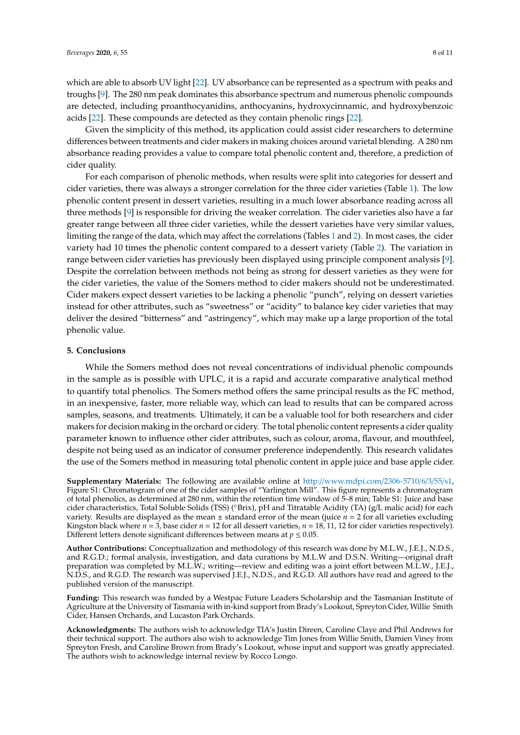which are able to absorb UV light [22]. UV absorbance can be represented as a spectrum with peaks and troughs [9]. The 280 nm peak dominates this absorbance spectrum and numerous phenolic compounds are detected, including proanthocyanidins, anthocyanins, hydroxycinnamic, and hydroxybenzoic acids [22]. These compounds are detected as they contain phenolic rings [22].

Given the simplicity of this method, its application could assist cider researchers to determine differences between treatments and cider makers in making choices around varietal blending. A 280 nm absorbance reading provides a value to compare total phenolic content and, therefore, a prediction of cider quality.

For each comparison of phenolic methods, when results were split into categories for dessert and cider varieties, there was always a stronger correlation for the three cider varieties (Table 1). The low phenolic content present in dessert varieties, resulting in a much lower absorbance reading across all three methods [9] is responsible for driving the weaker correlation. The cider varieties also have a far greater range between all three cider varieties, while the dessert varieties have very similar values, limiting the range of the data, which may affect the correlations (Tables 1 and 2). In most cases, the cider variety had 10 times the phenolic content compared to a dessert variety (Table 2). The variation in range between cider varieties has previously been displayed using principle component analysis [9]. Despite the correlation between methods not being as strong for dessert varieties as they were for the cider varieties, the value of the Somers method to cider makers should not be underestimated. Cider makers expect dessert varieties to be lacking a phenolic "punch", relying on dessert varieties instead for other attributes, such as "sweetness" or "acidity" to balance key cider varieties that may deliver the desired "bitterness" and "astringency", which may make up a large proportion of the total phenolic value.

## 5. Conclusions

While the Somers method does not reveal concentrations of individual phenolic compounds in the sample as is possible with UPLC, it is a rapid and accurate comparative analytical method to quantify total phenolics. The Somers method offers the same principal results as the FC method, in an inexpensive, faster, more reliable way, which can lead to results that can be compared across samples, seasons, and treatments. Ultimately, it can be a valuable tool for both researchers and cider makers for decision making in the orchard or cidery. The total phenolic content represents a cider quality parameter known to influence other cider attributes, such as colour, aroma, flavour, and mouthfeel, despite not being used as an indicator of consumer preference independently. This research validates the use of the Somers method in measuring total phenolic content in apple juice and base apple cider.

**Supplementary Materials:** The following are available online at http://www.mdpi.com/2306-5710/6/3/55/s1, Figure S1: Chromatogram of one of the cider samples of "Yarlington Mill". This figure represents a chromatogram of total phenolics, as determined at 280 nm, within the retention time window of 5–8 min; Table S1: Juice and base cider characteristics, Total Soluble Solids (TSS) (°Brix), pH and Titratable Acidity (TA) (g/L malic acid) for each variety. Results are displayed as the mean ± standard error of the mean (juice $n = 2$ for all varieties excluding Kingston black where $n = 3$, base cider $n = 12$ for all dessert varieties, $n = 18, 11, 12$ for cider varieties respectively). Different letters denote significant differences between means at $p \leq 0.05$.

**Author Contributions:** Conceptualization and methodology of this research was done by M.L.W., J.E.J., N.D.S., and R.G.D.; formal analysis, investigation, and data curations by M.L.W and D.S.N. Writing—original draft preparation was completed by M.L.W.; writing—review and editing was a joint effort between M.L.W., J.E.J., N.D.S., and R.G.D. The research was supervised J.E.J., N.D.S., and R.G.D. All authors have read and agreed to the published version of the manuscript.

**Funding:** This research was funded by a Westpac Future Leaders Scholarship and the Tasmanian Institute of Agriculture at the University of Tasmania with in-kind support from Brady's Lookout, Spreyton Cider, Willie Smith Cider, Hansen Orchards, and Lucaston Park Orchards.

**Acknowledgments:** The authors wish to acknowledge TIA's Justin Direen, Caroline Claye and Phil Andrews for their technical support. The authors also wish to acknowledge Tim Jones from Willie Smith, Damien Viney from Spreyton Fresh, and Caroline Brown from Brady's Lookout, whose input and support was greatly appreciated. The authors wish to acknowledge internal review by Rocco Longo.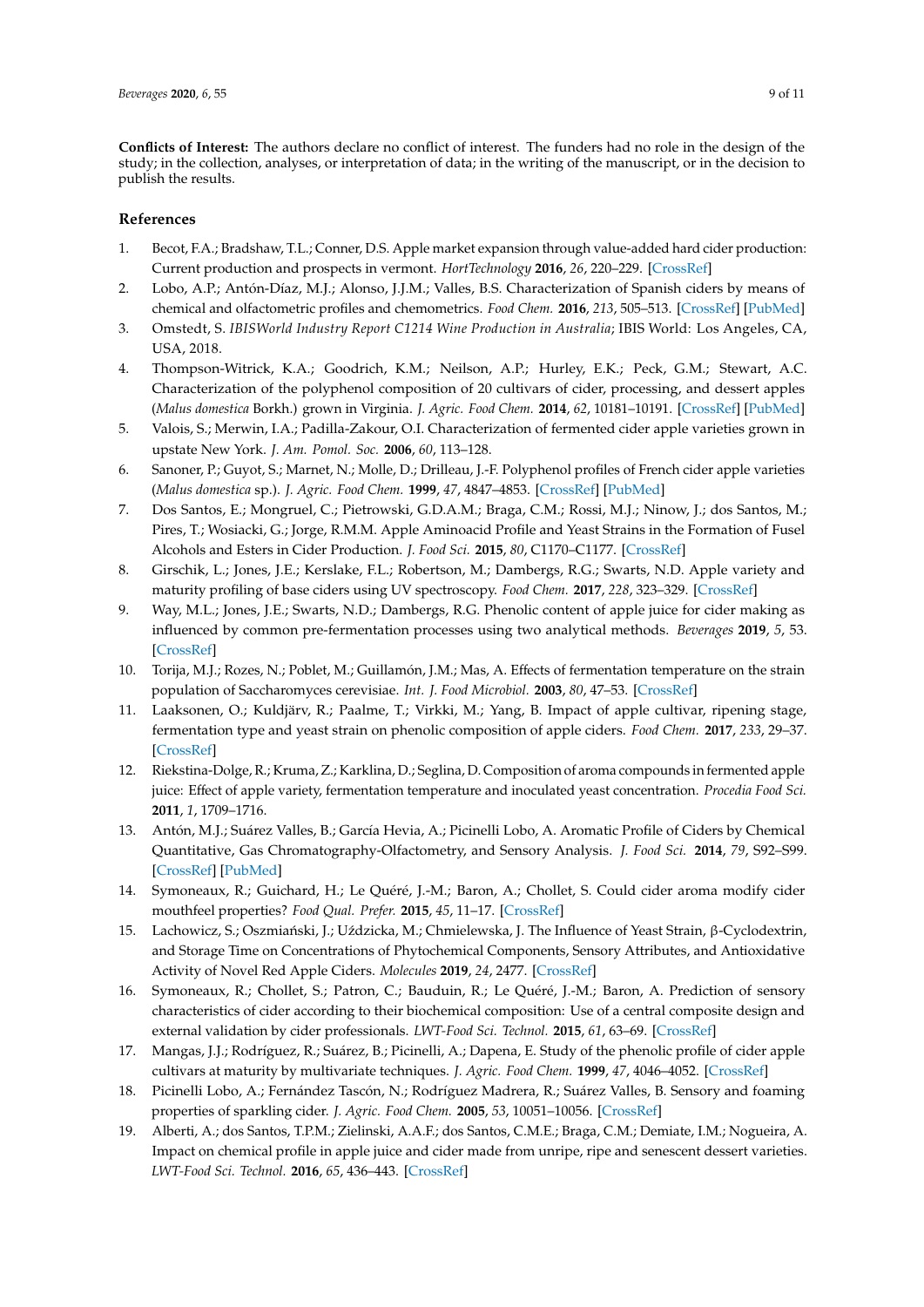**Conflicts of Interest:** The authors declare no conflict of interest. The funders had no role in the design of the study; in the collection, analyses, or interpretation of data; in the writing of the manuscript, or in the decision to publish the results.

## References

1. Becot, F.A.; Bradshaw, T.L.; Conner, D.S. Apple market expansion through value-added hard cider production: Current production and prospects in vermont. *HortTechnology* **2016**, *26*, 220–229. [CrossRef]
2. Lobo, A.P.; Antón-Díaz, M.J.; Alonso, J.J.M.; Valles, B.S. Characterization of Spanish ciders by means of chemical and olfactometric profiles and chemometrics. *Food Chem.* **2016**, *213*, 505–513. [CrossRef] [PubMed]
3. Omstedt, S. *IBISWorld Industry Report C1214 Wine Production in Australia*; IBIS World: Los Angeles, CA, USA, 2018.
4. Thompson-Witrick, K.A.; Goodrich, K.M.; Neilson, A.P.; Hurley, E.K.; Peck, G.M.; Stewart, A.C. Characterization of the polyphenol composition of 20 cultivars of cider, processing, and dessert apples (*Malus domestica* Borkh.) grown in Virginia. *J. Agric. Food Chem.* **2014**, *62*, 10181–10191. [CrossRef] [PubMed]
5. Valois, S.; Merwin, I.A.; Padilla-Zakour, O.I. Characterization of fermented cider apple varieties grown in upstate New York. *J. Am. Pomol. Soc.* **2006**, *60*, 113–128.
6. Sanoner, P.; Guyot, S.; Marnet, N.; Molle, D.; Drilleau, J.-F. Polyphenol profiles of French cider apple varieties (*Malus domestica* sp.). *J. Agric. Food Chem.* **1999**, *47*, 4847–4853. [CrossRef] [PubMed]
7. Dos Santos, E.; Mongruel, C.; Pietrowski, G.D.A.M.; Braga, C.M.; Rossi, M.J.; Ninow, J.; dos Santos, M.; Pires, T.; Wosiacki, G.; Jorge, R.M.M. Apple Aminoacid Profile and Yeast Strains in the Formation of Fusel Alcohols and Esters in Cider Production. *J. Food Sci.* **2015**, *80*, C1170–C1177. [CrossRef]
8. Girschik, L.; Jones, J.E.; Kerslake, F.L.; Robertson, M.; Dambergs, R.G.; Swarts, N.D. Apple variety and maturity profiling of base ciders using UV spectroscopy. *Food Chem.* **2017**, *228*, 323–329. [CrossRef]
9. Way, M.L.; Jones, J.E.; Swarts, N.D.; Dambergs, R.G. Phenolic content of apple juice for cider making as influenced by common pre-fermentation processes using two analytical methods. *Beverages* **2019**, *5*, 53. [CrossRef]
10. Torija, M.J.; Rozes, N.; Poblet, M.; Guillamón, J.M.; Mas, A. Effects of fermentation temperature on the strain population of Saccharomyces cerevisiae. *Int. J. Food Microbiol.* **2003**, *80*, 47–53. [CrossRef]
11. Laaksonen, O.; Kuldjärv, R.; Paalme, T.; Virkki, M.; Yang, B. Impact of apple cultivar, ripening stage, fermentation type and yeast strain on phenolic composition of apple ciders. *Food Chem.* **2017**, *233*, 29–37. [CrossRef]
12. Riekstina-Dolge, R.; Kruma, Z.; Karklina, D.; Seglina, D. Composition of aroma compounds in fermented apple juice: Effect of apple variety, fermentation temperature and inoculated yeast concentration. *Procedia Food Sci.* **2011**, *1*, 1709–1716.
13. Antón, M.J.; Suárez Valles, B.; García Hevia, A.; Picinelli Lobo, A. Aromatic Profile of Ciders by Chemical Quantitative, Gas Chromatography-Olfactometry, and Sensory Analysis. *J. Food Sci.* **2014**, *79*, S92–S99. [CrossRef] [PubMed]
14. Symoneaux, R.; Guichard, H.; Le Quéré, J.-M.; Baron, A.; Chollet, S. Could cider aroma modify cider mouthfeel properties? *Food Qual. Prefer.* **2015**, *45*, 11–17. [CrossRef]
15. Lachowicz, S.; Oszmiański, J.; Uździcka, M.; Chmielewska, J. The Influence of Yeast Strain, β-Cyclodextrin, and Storage Time on Concentrations of Phytochemical Components, Sensory Attributes, and Antioxidative Activity of Novel Red Apple Ciders. *Molecules* **2019**, *24*, 2477. [CrossRef]
16. Symoneaux, R.; Chollet, S.; Patron, C.; Bauduin, R.; Le Quéré, J.-M.; Baron, A. Prediction of sensory characteristics of cider according to their biochemical composition: Use of a central composite design and external validation by cider professionals. *LWT-Food Sci. Technol.* **2015**, *61*, 63–69. [CrossRef]
17. Mangas, J.J.; Rodríguez, R.; Suárez, B.; Picinelli, A.; Dapena, E. Study of the phenolic profile of cider apple cultivars at maturity by multivariate techniques. *J. Agric. Food Chem.* **1999**, *47*, 4046–4052. [CrossRef]
18. Picinelli Lobo, A.; Fernández Tascón, N.; Rodríguez Madrera, R.; Suárez Valles, B. Sensory and foaming properties of sparkling cider. *J. Agric. Food Chem.* **2005**, *53*, 10051–10056. [CrossRef]
19. Alberti, A.; dos Santos, T.P.M.; Zielinski, A.A.F.; dos Santos, C.M.E.; Braga, C.M.; Demiate, I.M.; Nogueira, A. Impact on chemical profile in apple juice and cider made from unripe, ripe and senescent dessert varieties. *LWT-Food Sci. Technol.* **2016**, *65*, 436–443. [CrossRef]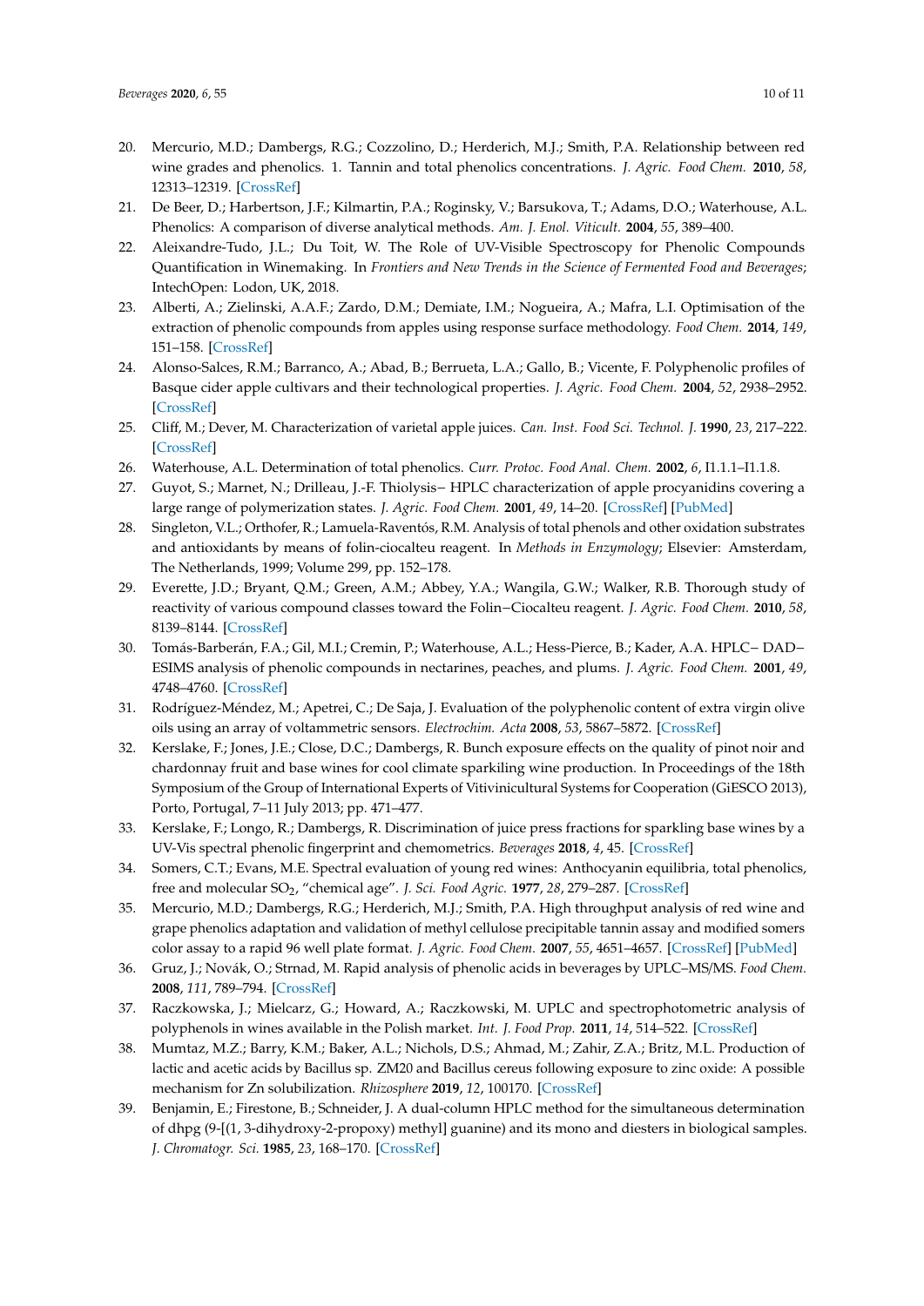20. Mercurio, M.D.; Dambergs, R.G.; Cozzolino, D.; Herderich, M.J.; Smith, P.A. Relationship between red wine grades and phenolics. 1. Tannin and total phenolics concentrations. *J. Agric. Food Chem.* **2010**, *58*, 12313–12319. [CrossRef]
21. De Beer, D.; Harbertson, J.F.; Kilmartin, P.A.; Roginsky, V.; Barsukova, T.; Adams, D.O.; Waterhouse, A.L. Phenolics: A comparison of diverse analytical methods. *Am. J. Enol. Viticult.* **2004**, *55*, 389–400.
22. Aleixandre-Tudo, J.L.; Du Toit, W. The Role of UV-Visible Spectroscopy for Phenolic Compounds Quantification in Winemaking. In *Frontiers and New Trends in the Science of Fermented Food and Beverages*; IntechOpen: Lodon, UK, 2018.
23. Alberti, A.; Zielinski, A.A.F.; Zardo, D.M.; Demiate, I.M.; Nogueira, A.; Mafra, L.I. Optimisation of the extraction of phenolic compounds from apples using response surface methodology. *Food Chem.* **2014**, *149*, 151–158. [CrossRef]
24. Alonso-Salces, R.M.; Barranco, A.; Abad, B.; Berrueta, L.A.; Gallo, B.; Vicente, F. Polyphenolic profiles of Basque cider apple cultivars and their technological properties. *J. Agric. Food Chem.* **2004**, *52*, 2938–2952. [CrossRef]
25. Cliff, M.; Dever, M. Characterization of varietal apple juices. *Can. Inst. Food Sci. Technol. J.* **1990**, *23*, 217–222. [CrossRef]
26. Waterhouse, A.L. Determination of total phenolics. *Curr. Protoc. Food Anal. Chem.* **2002**, *6*, I1.1.1–I1.1.8.
27. Guyot, S.; Marnet, N.; Drilleau, J.-F. Thiolysis− HPLC characterization of apple procyanidins covering a large range of polymerization states. *J. Agric. Food Chem.* **2001**, *49*, 14–20. [CrossRef] [PubMed]
28. Singleton, V.L.; Orthofer, R.; Lamuela-Raventós, R.M. Analysis of total phenols and other oxidation substrates and antioxidants by means of folin-ciocalteu reagent. In *Methods in Enzymology*; Elsevier: Amsterdam, The Netherlands, 1999; Volume 299, pp. 152–178.
29. Everette, J.D.; Bryant, Q.M.; Green, A.M.; Abbey, Y.A.; Wangila, G.W.; Walker, R.B. Thorough study of reactivity of various compound classes toward the Folin−Ciocalteu reagent. *J. Agric. Food Chem.* **2010**, *58*, 8139–8144. [CrossRef]
30. Tomás-Barberán, F.A.; Gil, M.I.; Cremin, P.; Waterhouse, A.L.; Hess-Pierce, B.; Kader, A.A. HPLC− DAD− ESIMS analysis of phenolic compounds in nectarines, peaches, and plums. *J. Agric. Food Chem.* **2001**, *49*, 4748–4760. [CrossRef]
31. Rodríguez-Méndez, M.; Apetrei, C.; De Saja, J. Evaluation of the polyphenolic content of extra virgin olive oils using an array of voltammetric sensors. *Electrochim. Acta* **2008**, *53*, 5867–5872. [CrossRef]
32. Kerslake, F.; Jones, J.E.; Close, D.C.; Dambergs, R. Bunch exposure effects on the quality of pinot noir and chardonnay fruit and base wines for cool climate sparkiling wine production. In Proceedings of the 18th Symposium of the Group of International Experts of Vitivinicultural Systems for Cooperation (GiESCO 2013), Porto, Portugal, 7–11 July 2013; pp. 471–477.
33. Kerslake, F.; Longo, R.; Dambergs, R. Discrimination of juice press fractions for sparkling base wines by a UV-Vis spectral phenolic fingerprint and chemometrics. *Beverages* **2018**, *4*, 45. [CrossRef]
34. Somers, C.T.; Evans, M.E. Spectral evaluation of young red wines: Anthocyanin equilibria, total phenolics, free and molecular $SO_2$, "chemical age". *J. Sci. Food Agric.* **1977**, *28*, 279–287. [CrossRef]
35. Mercurio, M.D.; Dambergs, R.G.; Herderich, M.J.; Smith, P.A. High throughput analysis of red wine and grape phenolics adaptation and validation of methyl cellulose precipitable tannin assay and modified somers color assay to a rapid 96 well plate format. *J. Agric. Food Chem.* **2007**, *55*, 4651–4657. [CrossRef] [PubMed]
36. Gruz, J.; Novák, O.; Strnad, M. Rapid analysis of phenolic acids in beverages by UPLC–MS/MS. *Food Chem.* **2008**, *111*, 789–794. [CrossRef]
37. Raczkowska, J.; Mielcarz, G.; Howard, A.; Raczkowski, M. UPLC and spectrophotometric analysis of polyphenols in wines available in the Polish market. *Int. J. Food Prop.* **2011**, *14*, 514–522. [CrossRef]
38. Mumtaz, M.Z.; Barry, K.M.; Baker, A.L.; Nichols, D.S.; Ahmad, M.; Zahir, Z.A.; Britz, M.L. Production of lactic and acetic acids by Bacillus sp. ZM20 and Bacillus cereus following exposure to zinc oxide: A possible mechanism for Zn solubilization. *Rhizosphere* **2019**, *12*, 100170. [CrossRef]
39. Benjamin, E.; Firestone, B.; Schneider, J. A dual-column HPLC method for the simultaneous determination of dhpg (9-[(1, 3-dihydroxy-2-propoxy) methyl] guanine) and its mono and diesters in biological samples. *J. Chromatogr. Sci.* **1985**, *23*, 168–170. [CrossRef]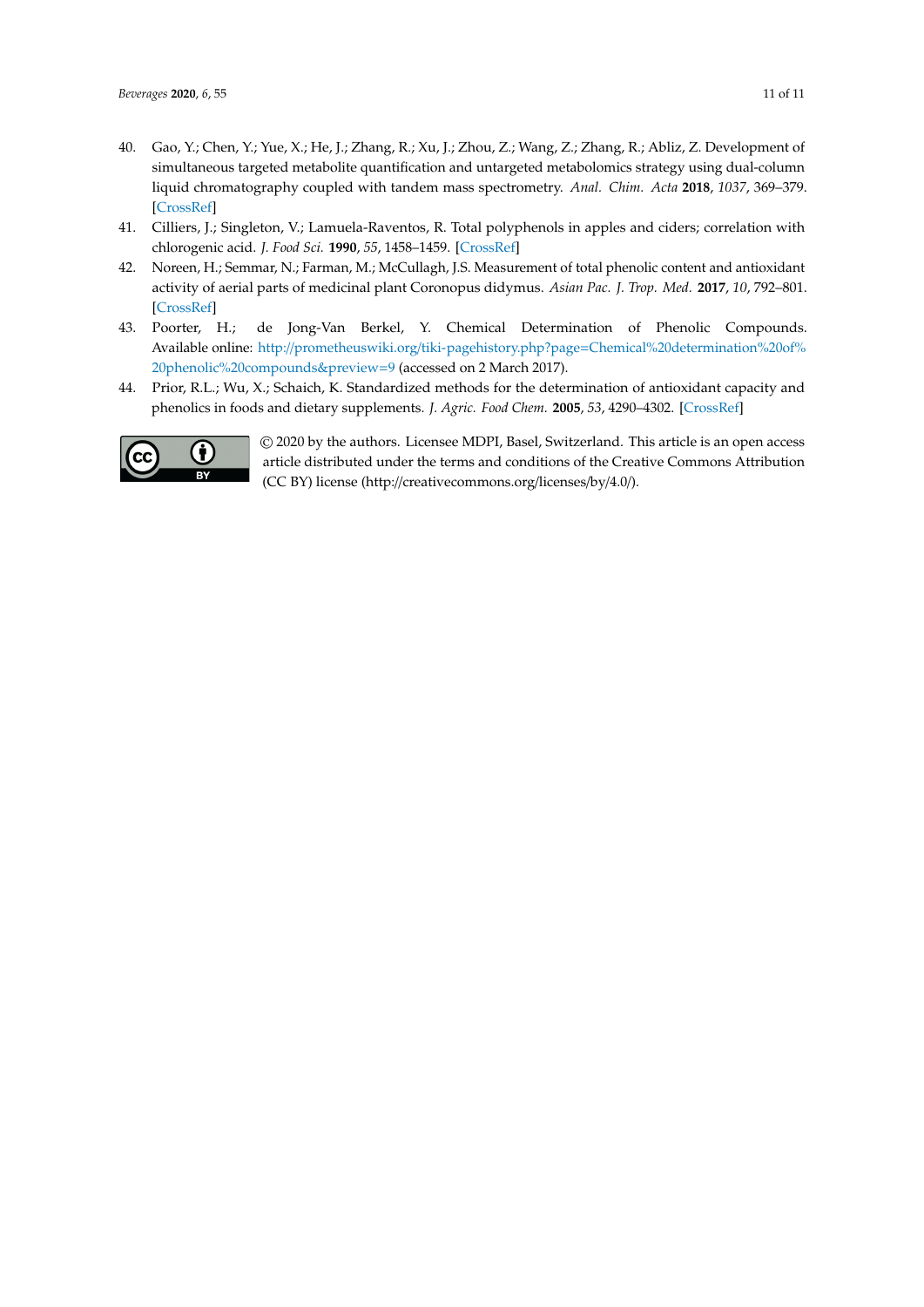40. Gao, Y.; Chen, Y.; Yue, X.; He, J.; Zhang, R.; Xu, J.; Zhou, Z.; Wang, Z.; Zhang, R.; Abliz, Z. Development of simultaneous targeted metabolite quantification and untargeted metabolomics strategy using dual-column liquid chromatography coupled with tandem mass spectrometry. *Anal. Chim. Acta* **2018**, *1037*, 369–379. [CrossRef]
41. Cilliers, J.; Singleton, V.; Lamuela-Raventos, R. Total polyphenols in apples and ciders; correlation with chlorogenic acid. *J. Food Sci.* **1990**, *55*, 1458–1459. [CrossRef]
42. Noreen, H.; Semmar, N.; Farman, M.; McCullagh, J.S. Measurement of total phenolic content and antioxidant activity of aerial parts of medicinal plant Coronopus didymus. *Asian Pac. J. Trop. Med.* **2017**, *10*, 792–801. [CrossRef]
43. Poorter, H.; de Jong-Van Berkel, Y. Chemical Determination of Phenolic Compounds. Available online: http://prometheuswiki.org/tiki-pagehistory.php?page=Chemical%20determination%20of%20phenolic%20compounds&preview=9 (accessed on 2 March 2017).
44. Prior, R.L.; Wu, X.; Schaich, K. Standardized methods for the determination of antioxidant capacity and phenolics in foods and dietary supplements. *J. Agric. Food Chem.* **2005**, *53*, 4290–4302. [CrossRef]

© 2020 by the authors. Licensee MDPI, Basel, Switzerland. This article is an open access article distributed under the terms and conditions of the Creative Commons Attribution (CC BY) license (http://creativecommons.org/licenses/by/4.0/).